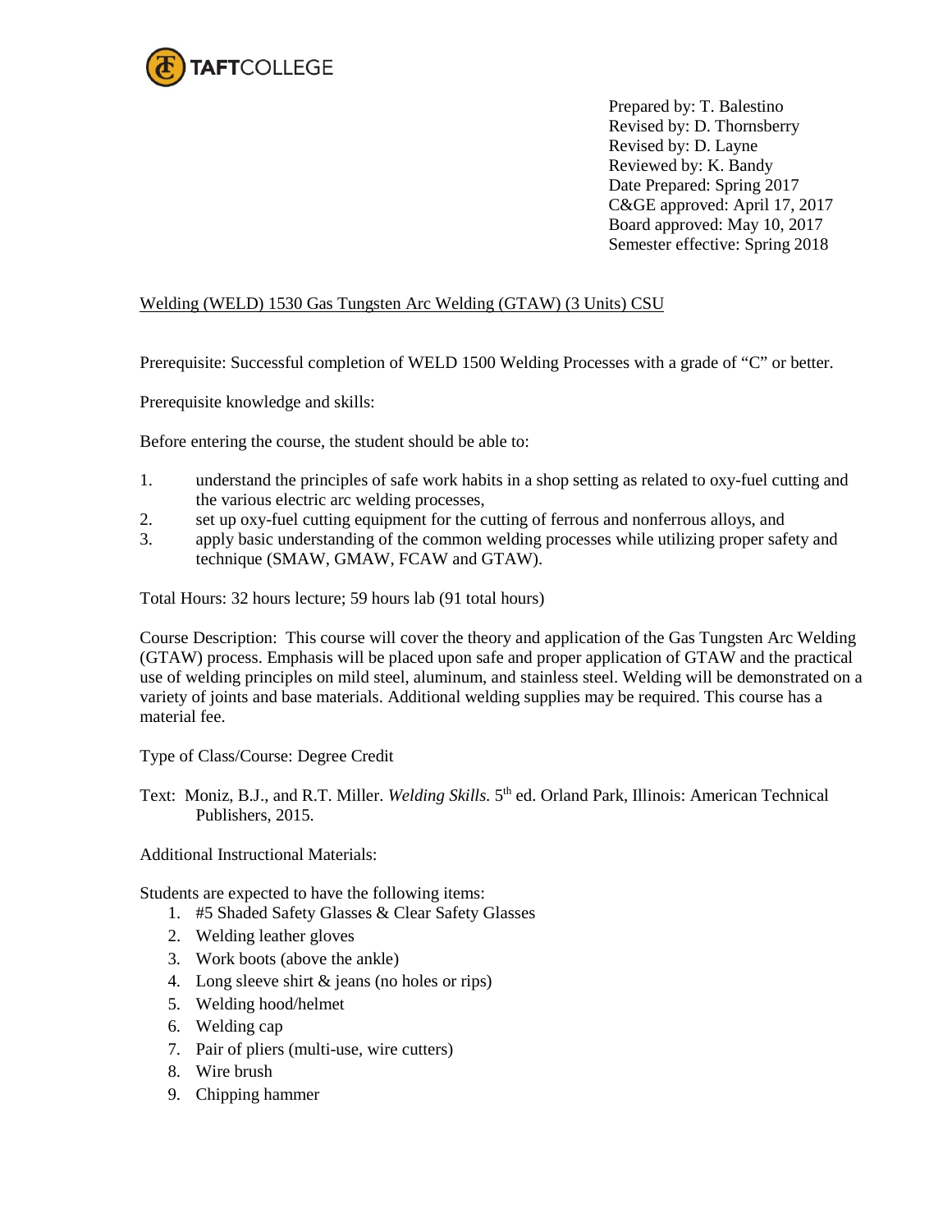TAFTCOLLEGE

Prepared by: T. Balestino
Revised by: D. Thornsberry
Revised by: D. Layne
Reviewed by: K. Bandy
Date Prepared: Spring 2017
C&GE approved: April 17, 2017
Board approved: May 10, 2017
Semester effective: Spring 2018

Welding (WELD) 1530 Gas Tungsten Arc Welding (GTAW) (3 Units) CSU

Prerequisite: Successful completion of WELD 1500 Welding Processes with a grade of "C" or better.

Prerequisite knowledge and skills:

Before entering the course, the student should be able to:

1. understand the principles of safe work habits in a shop setting as related to oxy-fuel cutting and the various electric arc welding processes,
2. set up oxy-fuel cutting equipment for the cutting of ferrous and nonferrous alloys, and
3. apply basic understanding of the common welding processes while utilizing proper safety and technique (SMAW, GMAW, FCAW and GTAW).

Total Hours: 32 hours lecture; 59 hours lab (91 total hours)

Course Description: This course will cover the theory and application of the Gas Tungsten Arc Welding (GTAW) process. Emphasis will be placed upon safe and proper application of GTAW and the practical use of welding principles on mild steel, aluminum, and stainless steel. Welding will be demonstrated on a variety of joints and base materials. Additional welding supplies may be required. This course has a material fee.

Type of Class/Course: Degree Credit

Text: Moniz, B.J., and R.T. Miller. *Welding Skills.* 5th ed. Orland Park, Illinois: American Technical Publishers, 2015.

Additional Instructional Materials:

Students are expected to have the following items:

1. #5 Shaded Safety Glasses & Clear Safety Glasses
2. Welding leather gloves
3. Work boots (above the ankle)
4. Long sleeve shirt & jeans (no holes or rips)
5. Welding hood/helmet
6. Welding cap
7. Pair of pliers (multi-use, wire cutters)
8. Wire brush
9. Chipping hammer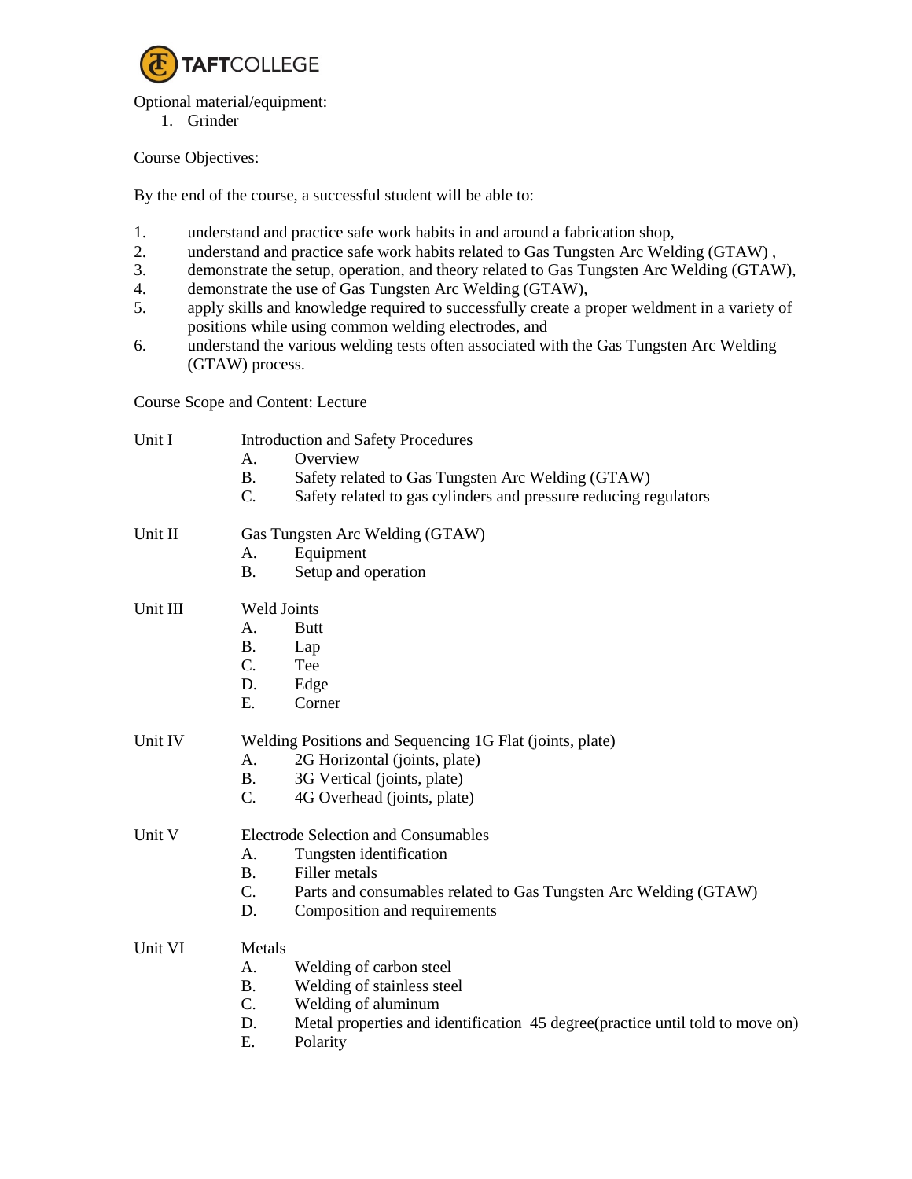Optional material/equipment:

1. Grinder

Course Objectives:

By the end of the course, a successful student will be able to:

1. understand and practice safe work habits in and around a fabrication shop,
2. understand and practice safe work habits related to Gas Tungsten Arc Welding (GTAW) ,
3. demonstrate the setup, operation, and theory related to Gas Tungsten Arc Welding (GTAW),
4. demonstrate the use of Gas Tungsten Arc Welding (GTAW),
5. apply skills and knowledge required to successfully create a proper weldment in a variety of positions while using common welding electrodes, and
6. understand the various welding tests often associated with the Gas Tungsten Arc Welding (GTAW) process.

Course Scope and Content: Lecture

Unit I — Introduction and Safety Procedures

- A. Overview
- B. Safety related to Gas Tungsten Arc Welding (GTAW)
- C. Safety related to gas cylinders and pressure reducing regulators

Unit II — Gas Tungsten Arc Welding (GTAW)

- A. Equipment
- B. Setup and operation

Unit III — Weld Joints

- A. Butt
- B. Lap
- C. Tee
- D. Edge
- E. Corner

Unit IV — Welding Positions and Sequencing 1G Flat (joints, plate)

- A. 2G Horizontal (joints, plate)
- B. 3G Vertical (joints, plate)
- C. 4G Overhead (joints, plate)

Unit V — Electrode Selection and Consumables

- A. Tungsten identification
- B. Filler metals
- C. Parts and consumables related to Gas Tungsten Arc Welding (GTAW)
- D. Composition and requirements

Unit VI — Metals

- A. Welding of carbon steel
- B. Welding of stainless steel
- C. Welding of aluminum
- D. Metal properties and identification 45 degree(practice until told to move on)
- E. Polarity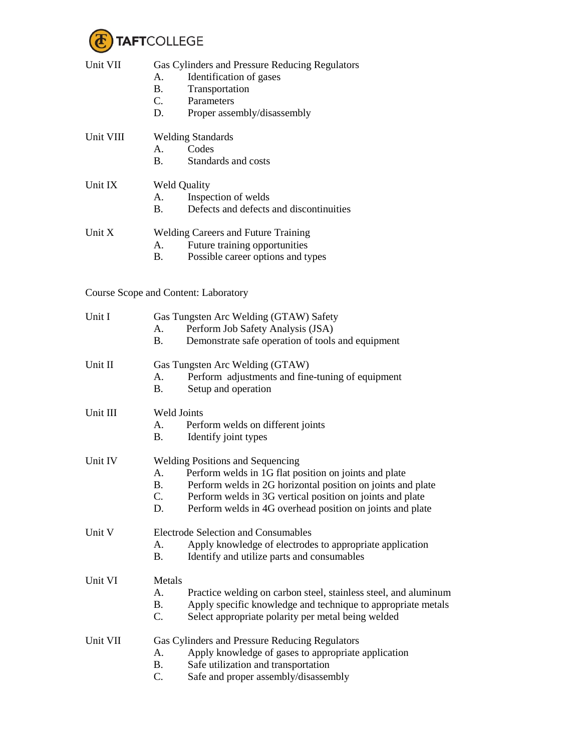Unit VII Gas Cylinders and Pressure Reducing Regulators

- A. Identification of gases
- B. Transportation
- C. Parameters
- D. Proper assembly/disassembly

Unit VIII Welding Standards

- A. Codes
- B. Standards and costs

Unit IX Weld Quality

- A. Inspection of welds
- B. Defects and defects and discontinuities

Unit X Welding Careers and Future Training

- A. Future training opportunities
- B. Possible career options and types

Course Scope and Content: Laboratory

Unit I Gas Tungsten Arc Welding (GTAW) Safety

- A. Perform Job Safety Analysis (JSA)
- B. Demonstrate safe operation of tools and equipment

Unit II Gas Tungsten Arc Welding (GTAW)

- A. Perform adjustments and fine-tuning of equipment
- B. Setup and operation

Unit III Weld Joints

- A. Perform welds on different joints
- B. Identify joint types

Unit IV Welding Positions and Sequencing

- A. Perform welds in 1G flat position on joints and plate
- B. Perform welds in 2G horizontal position on joints and plate
- C. Perform welds in 3G vertical position on joints and plate
- D. Perform welds in 4G overhead position on joints and plate

Unit V Electrode Selection and Consumables

- A. Apply knowledge of electrodes to appropriate application
- B. Identify and utilize parts and consumables

Unit VI Metals

- A. Practice welding on carbon steel, stainless steel, and aluminum
- B. Apply specific knowledge and technique to appropriate metals
- C. Select appropriate polarity per metal being welded

Unit VII Gas Cylinders and Pressure Reducing Regulators

- A. Apply knowledge of gases to appropriate application
- B. Safe utilization and transportation
- C. Safe and proper assembly/disassembly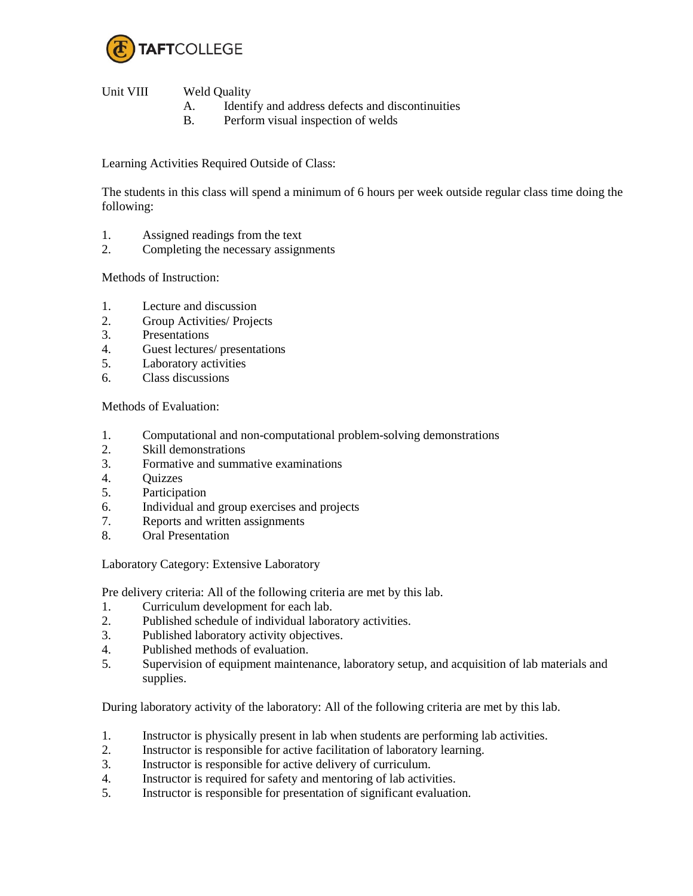Unit VIII Weld Quality

A. Identify and address defects and discontinuities
B. Perform visual inspection of welds

Learning Activities Required Outside of Class:

The students in this class will spend a minimum of 6 hours per week outside regular class time doing the following:

1. Assigned readings from the text
2. Completing the necessary assignments

Methods of Instruction:

1. Lecture and discussion
2. Group Activities/ Projects
3. Presentations
4. Guest lectures/ presentations
5. Laboratory activities
6. Class discussions

Methods of Evaluation:

1. Computational and non-computational problem-solving demonstrations
2. Skill demonstrations
3. Formative and summative examinations
4. Quizzes
5. Participation
6. Individual and group exercises and projects
7. Reports and written assignments
8. Oral Presentation

Laboratory Category: Extensive Laboratory

Pre delivery criteria: All of the following criteria are met by this lab.

1. Curriculum development for each lab.
2. Published schedule of individual laboratory activities.
3. Published laboratory activity objectives.
4. Published methods of evaluation.
5. Supervision of equipment maintenance, laboratory setup, and acquisition of lab materials and supplies.

During laboratory activity of the laboratory: All of the following criteria are met by this lab.

1. Instructor is physically present in lab when students are performing lab activities.
2. Instructor is responsible for active facilitation of laboratory learning.
3. Instructor is responsible for active delivery of curriculum.
4. Instructor is required for safety and mentoring of lab activities.
5. Instructor is responsible for presentation of significant evaluation.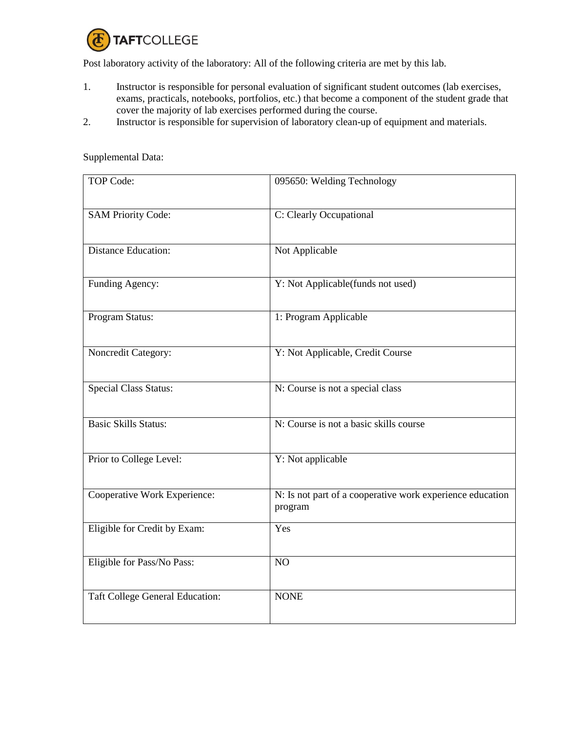Post laboratory activity of the laboratory: All of the following criteria are met by this lab.

1. Instructor is responsible for personal evaluation of significant student outcomes (lab exercises, exams, practicals, notebooks, portfolios, etc.) that become a component of the student grade that cover the majority of lab exercises performed during the course.
2. Instructor is responsible for supervision of laboratory clean-up of equipment and materials.

Supplemental Data:

| | |
|---|---|
| TOP Code: | 095650: Welding Technology |
| SAM Priority Code: | C: Clearly Occupational |
| Distance Education: | Not Applicable |
| Funding Agency: | Y: Not Applicable(funds not used) |
| Program Status: | 1: Program Applicable |
| Noncredit Category: | Y: Not Applicable, Credit Course |
| Special Class Status: | N: Course is not a special class |
| Basic Skills Status: | N: Course is not a basic skills course |
| Prior to College Level: | Y: Not applicable |
| Cooperative Work Experience: | N: Is not part of a cooperative work experience education program |
| Eligible for Credit by Exam: | Yes |
| Eligible for Pass/No Pass: | NO |
| Taft College General Education: | NONE |